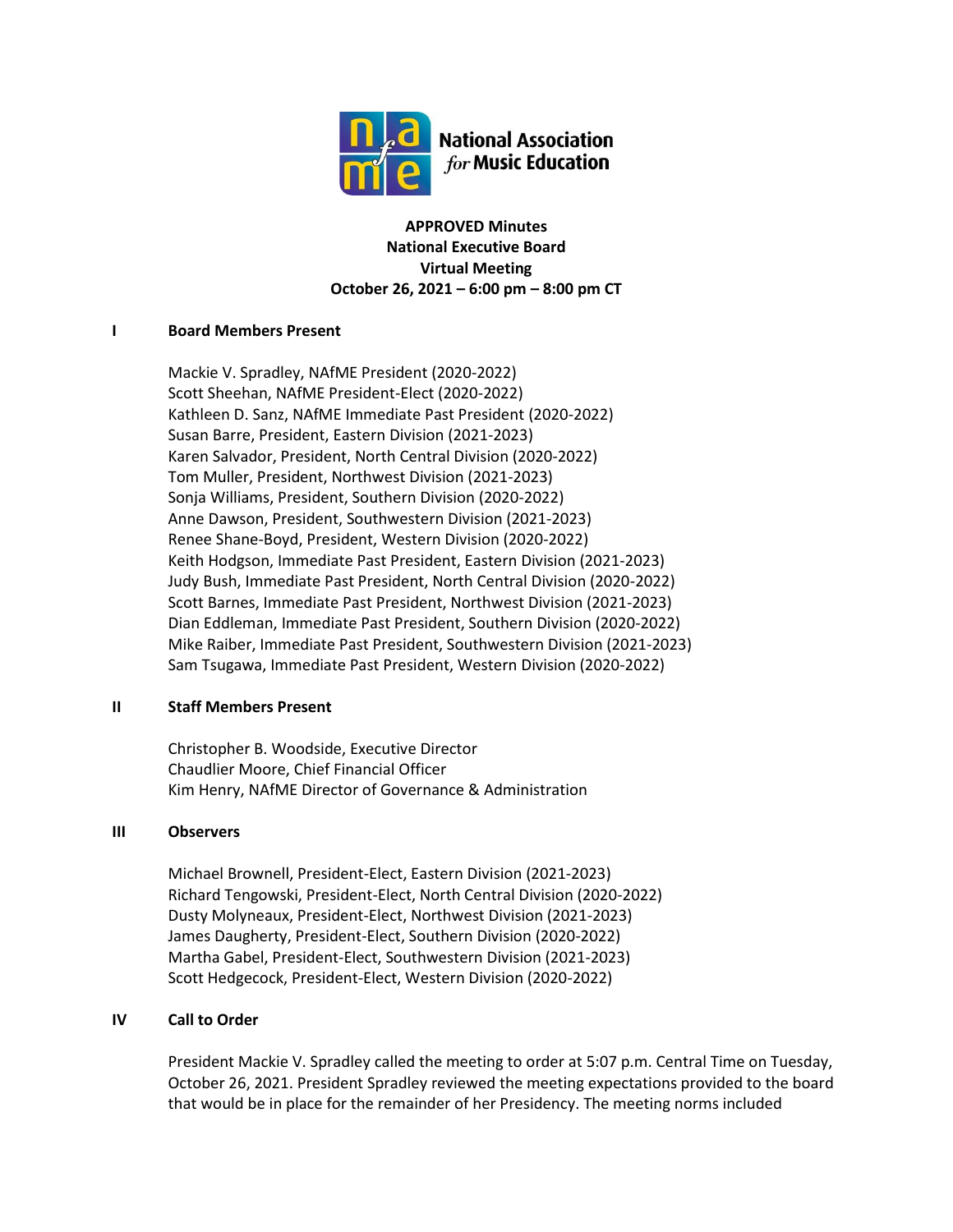National Association for Music Education

**APPROVED Minutes**
**National Executive Board**
**Virtual Meeting**
**October 26, 2021 – 6:00 pm – 8:00 pm CT**

## I Board Members Present

Mackie V. Spradley, NAfME President (2020-2022)
Scott Sheehan, NAfME President-Elect (2020-2022)
Kathleen D. Sanz, NAfME Immediate Past President (2020-2022)
Susan Barre, President, Eastern Division (2021-2023)
Karen Salvador, President, North Central Division (2020-2022)
Tom Muller, President, Northwest Division (2021-2023)
Sonja Williams, President, Southern Division (2020-2022)
Anne Dawson, President, Southwestern Division (2021-2023)
Renee Shane-Boyd, President, Western Division (2020-2022)
Keith Hodgson, Immediate Past President, Eastern Division (2021-2023)
Judy Bush, Immediate Past President, North Central Division (2020-2022)
Scott Barnes, Immediate Past President, Northwest Division (2021-2023)
Dian Eddleman, Immediate Past President, Southern Division (2020-2022)
Mike Raiber, Immediate Past President, Southwestern Division (2021-2023)
Sam Tsugawa, Immediate Past President, Western Division (2020-2022)

## II Staff Members Present

Christopher B. Woodside, Executive Director
Chaudlier Moore, Chief Financial Officer
Kim Henry, NAfME Director of Governance & Administration

## III Observers

Michael Brownell, President-Elect, Eastern Division (2021-2023)
Richard Tengowski, President-Elect, North Central Division (2020-2022)
Dusty Molyneaux, President-Elect, Northwest Division (2021-2023)
James Daugherty, President-Elect, Southern Division (2020-2022)
Martha Gabel, President-Elect, Southwestern Division (2021-2023)
Scott Hedgecock, President-Elect, Western Division (2020-2022)

## IV Call to Order

President Mackie V. Spradley called the meeting to order at 5:07 p.m. Central Time on Tuesday, October 26, 2021. President Spradley reviewed the meeting expectations provided to the board that would be in place for the remainder of her Presidency. The meeting norms included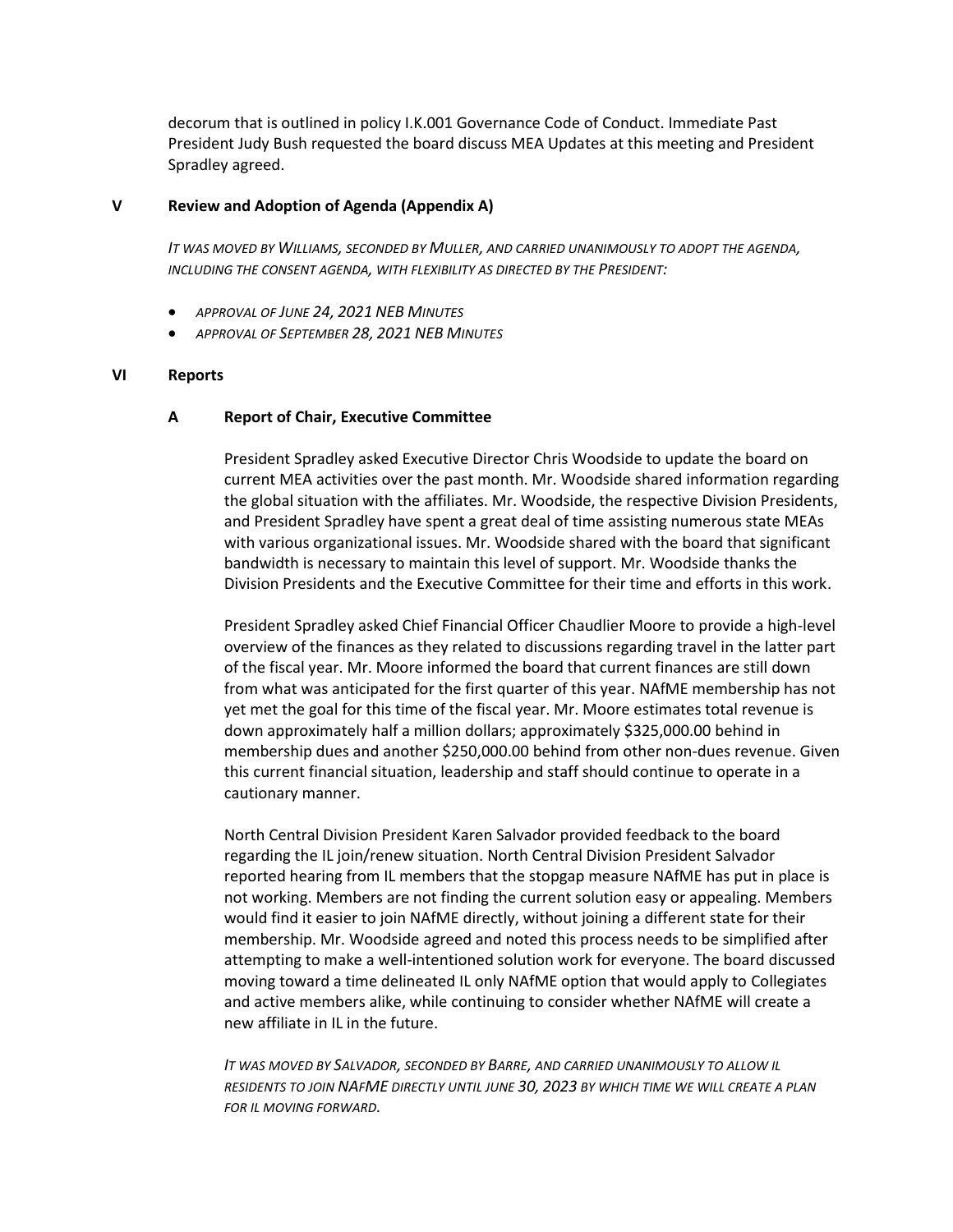decorum that is outlined in policy I.K.001 Governance Code of Conduct. Immediate Past President Judy Bush requested the board discuss MEA Updates at this meeting and President Spradley agreed.

## V Review and Adoption of Agenda (Appendix A)

*IT WAS MOVED BY WILLIAMS, SECONDED BY MULLER, AND CARRIED UNANIMOUSLY TO ADOPT THE AGENDA, INCLUDING THE CONSENT AGENDA, WITH FLEXIBILITY AS DIRECTED BY THE PRESIDENT:*

- *APPROVAL OF JUNE 24, 2021 NEB MINUTES*
- *APPROVAL OF SEPTEMBER 28, 2021 NEB MINUTES*

## VI Reports

### A Report of Chair, Executive Committee

President Spradley asked Executive Director Chris Woodside to update the board on current MEA activities over the past month. Mr. Woodside shared information regarding the global situation with the affiliates. Mr. Woodside, the respective Division Presidents, and President Spradley have spent a great deal of time assisting numerous state MEAs with various organizational issues. Mr. Woodside shared with the board that significant bandwidth is necessary to maintain this level of support. Mr. Woodside thanks the Division Presidents and the Executive Committee for their time and efforts in this work.

President Spradley asked Chief Financial Officer Chaudlier Moore to provide a high-level overview of the finances as they related to discussions regarding travel in the latter part of the fiscal year. Mr. Moore informed the board that current finances are still down from what was anticipated for the first quarter of this year. NAfME membership has not yet met the goal for this time of the fiscal year. Mr. Moore estimates total revenue is down approximately half a million dollars; approximately $325,000.00 behind in membership dues and another $250,000.00 behind from other non-dues revenue. Given this current financial situation, leadership and staff should continue to operate in a cautionary manner.

North Central Division President Karen Salvador provided feedback to the board regarding the IL join/renew situation. North Central Division President Salvador reported hearing from IL members that the stopgap measure NAfME has put in place is not working. Members are not finding the current solution easy or appealing. Members would find it easier to join NAfME directly, without joining a different state for their membership. Mr. Woodside agreed and noted this process needs to be simplified after attempting to make a well-intentioned solution work for everyone. The board discussed moving toward a time delineated IL only NAfME option that would apply to Collegiates and active members alike, while continuing to consider whether NAfME will create a new affiliate in IL in the future.

*IT WAS MOVED BY SALVADOR, SECONDED BY BARRE, AND CARRIED UNANIMOUSLY TO ALLOW IL RESIDENTS TO JOIN NAFME DIRECTLY UNTIL JUNE 30, 2023 BY WHICH TIME WE WILL CREATE A PLAN FOR IL MOVING FORWARD.*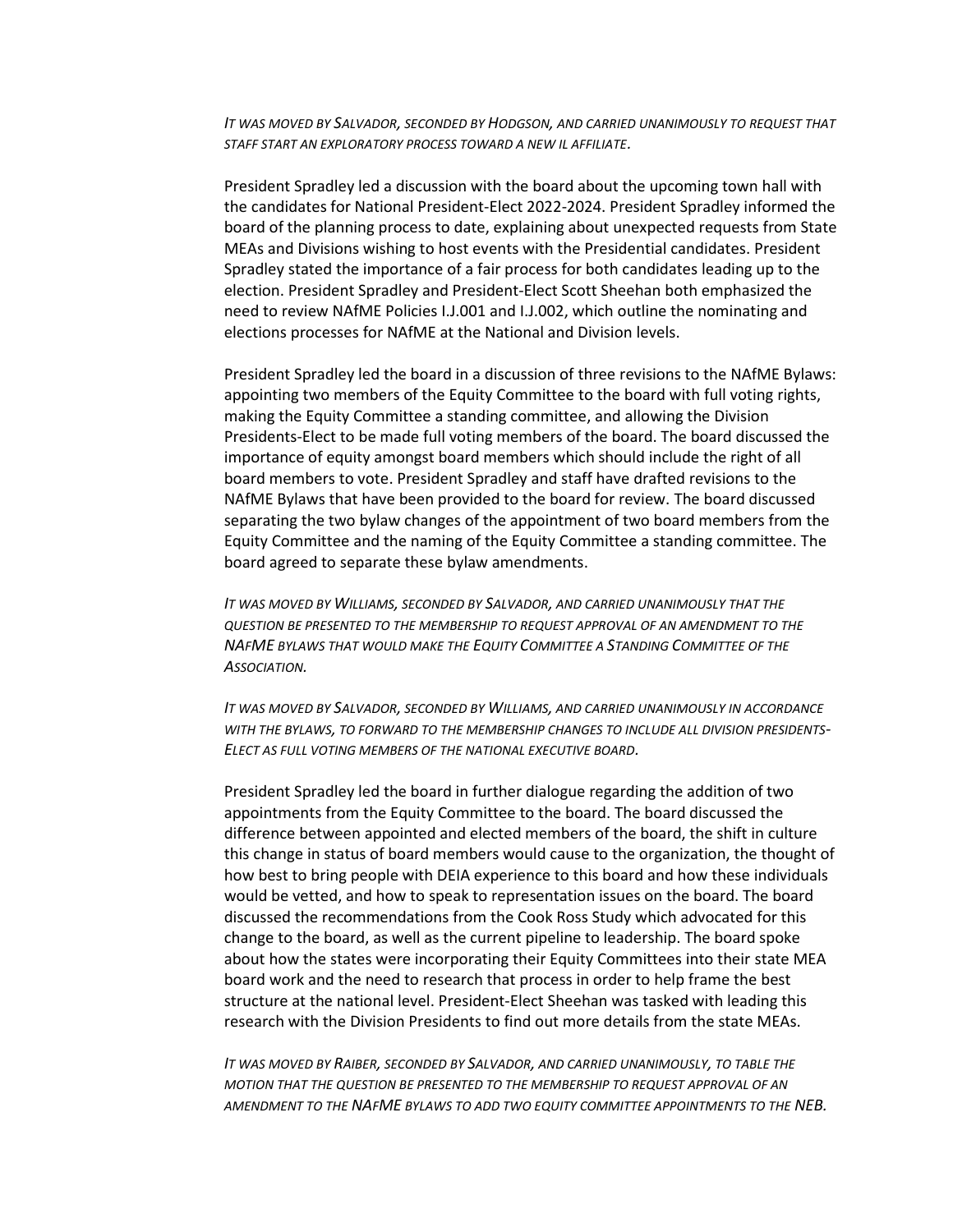*IT WAS MOVED BY SALVADOR, SECONDED BY HODGSON, AND CARRIED UNANIMOUSLY TO REQUEST THAT STAFF START AN EXPLORATORY PROCESS TOWARD A NEW IL AFFILIATE.*

President Spradley led a discussion with the board about the upcoming town hall with the candidates for National President-Elect 2022-2024. President Spradley informed the board of the planning process to date, explaining about unexpected requests from State MEAs and Divisions wishing to host events with the Presidential candidates. President Spradley stated the importance of a fair process for both candidates leading up to the election. President Spradley and President-Elect Scott Sheehan both emphasized the need to review NAfME Policies I.J.001 and I.J.002, which outline the nominating and elections processes for NAfME at the National and Division levels.

President Spradley led the board in a discussion of three revisions to the NAfME Bylaws: appointing two members of the Equity Committee to the board with full voting rights, making the Equity Committee a standing committee, and allowing the Division Presidents-Elect to be made full voting members of the board. The board discussed the importance of equity amongst board members which should include the right of all board members to vote. President Spradley and staff have drafted revisions to the NAfME Bylaws that have been provided to the board for review. The board discussed separating the two bylaw changes of the appointment of two board members from the Equity Committee and the naming of the Equity Committee a standing committee. The board agreed to separate these bylaw amendments.

*IT WAS MOVED BY WILLIAMS, SECONDED BY SALVADOR, AND CARRIED UNANIMOUSLY THAT THE QUESTION BE PRESENTED TO THE MEMBERSHIP TO REQUEST APPROVAL OF AN AMENDMENT TO THE NAFME BYLAWS THAT WOULD MAKE THE EQUITY COMMITTEE A STANDING COMMITTEE OF THE ASSOCIATION.*

*IT WAS MOVED BY SALVADOR, SECONDED BY WILLIAMS, AND CARRIED UNANIMOUSLY IN ACCORDANCE WITH THE BYLAWS, TO FORWARD TO THE MEMBERSHIP CHANGES TO INCLUDE ALL DIVISION PRESIDENTS-ELECT AS FULL VOTING MEMBERS OF THE NATIONAL EXECUTIVE BOARD.*

President Spradley led the board in further dialogue regarding the addition of two appointments from the Equity Committee to the board. The board discussed the difference between appointed and elected members of the board, the shift in culture this change in status of board members would cause to the organization, the thought of how best to bring people with DEIA experience to this board and how these individuals would be vetted, and how to speak to representation issues on the board. The board discussed the recommendations from the Cook Ross Study which advocated for this change to the board, as well as the current pipeline to leadership. The board spoke about how the states were incorporating their Equity Committees into their state MEA board work and the need to research that process in order to help frame the best structure at the national level. President-Elect Sheehan was tasked with leading this research with the Division Presidents to find out more details from the state MEAs.

*IT WAS MOVED BY RAIBER, SECONDED BY SALVADOR, AND CARRIED UNANIMOUSLY, TO TABLE THE MOTION THAT THE QUESTION BE PRESENTED TO THE MEMBERSHIP TO REQUEST APPROVAL OF AN AMENDMENT TO THE NAFME BYLAWS TO ADD TWO EQUITY COMMITTEE APPOINTMENTS TO THE NEB.*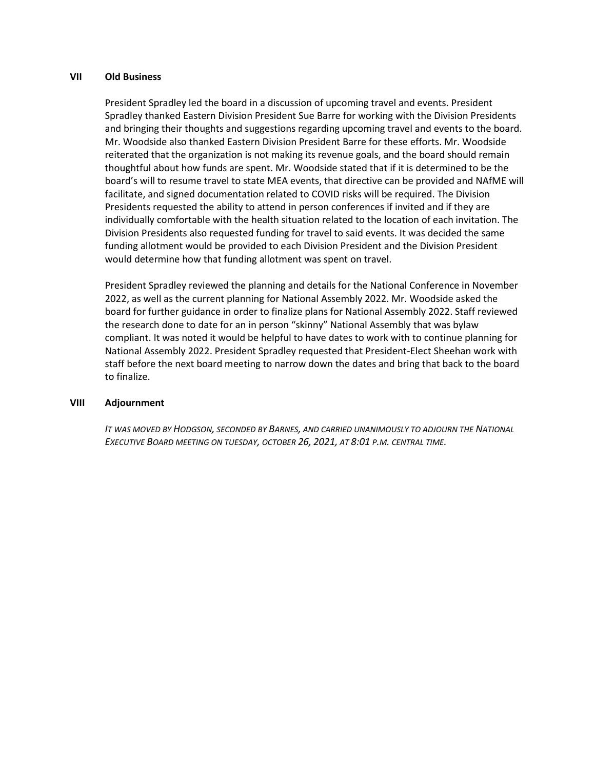## VII Old Business

President Spradley led the board in a discussion of upcoming travel and events. President Spradley thanked Eastern Division President Sue Barre for working with the Division Presidents and bringing their thoughts and suggestions regarding upcoming travel and events to the board. Mr. Woodside also thanked Eastern Division President Barre for these efforts. Mr. Woodside reiterated that the organization is not making its revenue goals, and the board should remain thoughtful about how funds are spent. Mr. Woodside stated that if it is determined to be the board's will to resume travel to state MEA events, that directive can be provided and NAfME will facilitate, and signed documentation related to COVID risks will be required. The Division Presidents requested the ability to attend in person conferences if invited and if they are individually comfortable with the health situation related to the location of each invitation. The Division Presidents also requested funding for travel to said events. It was decided the same funding allotment would be provided to each Division President and the Division President would determine how that funding allotment was spent on travel.

President Spradley reviewed the planning and details for the National Conference in November 2022, as well as the current planning for National Assembly 2022. Mr. Woodside asked the board for further guidance in order to finalize plans for National Assembly 2022. Staff reviewed the research done to date for an in person "skinny" National Assembly that was bylaw compliant. It was noted it would be helpful to have dates to work with to continue planning for National Assembly 2022. President Spradley requested that President-Elect Sheehan work with staff before the next board meeting to narrow down the dates and bring that back to the board to finalize.

## VIII Adjournment

*IT WAS MOVED BY HODGSON, SECONDED BY BARNES, AND CARRIED UNANIMOUSLY TO ADJOURN THE NATIONAL EXECUTIVE BOARD MEETING ON TUESDAY, OCTOBER 26, 2021, AT 8:01 P.M. CENTRAL TIME.*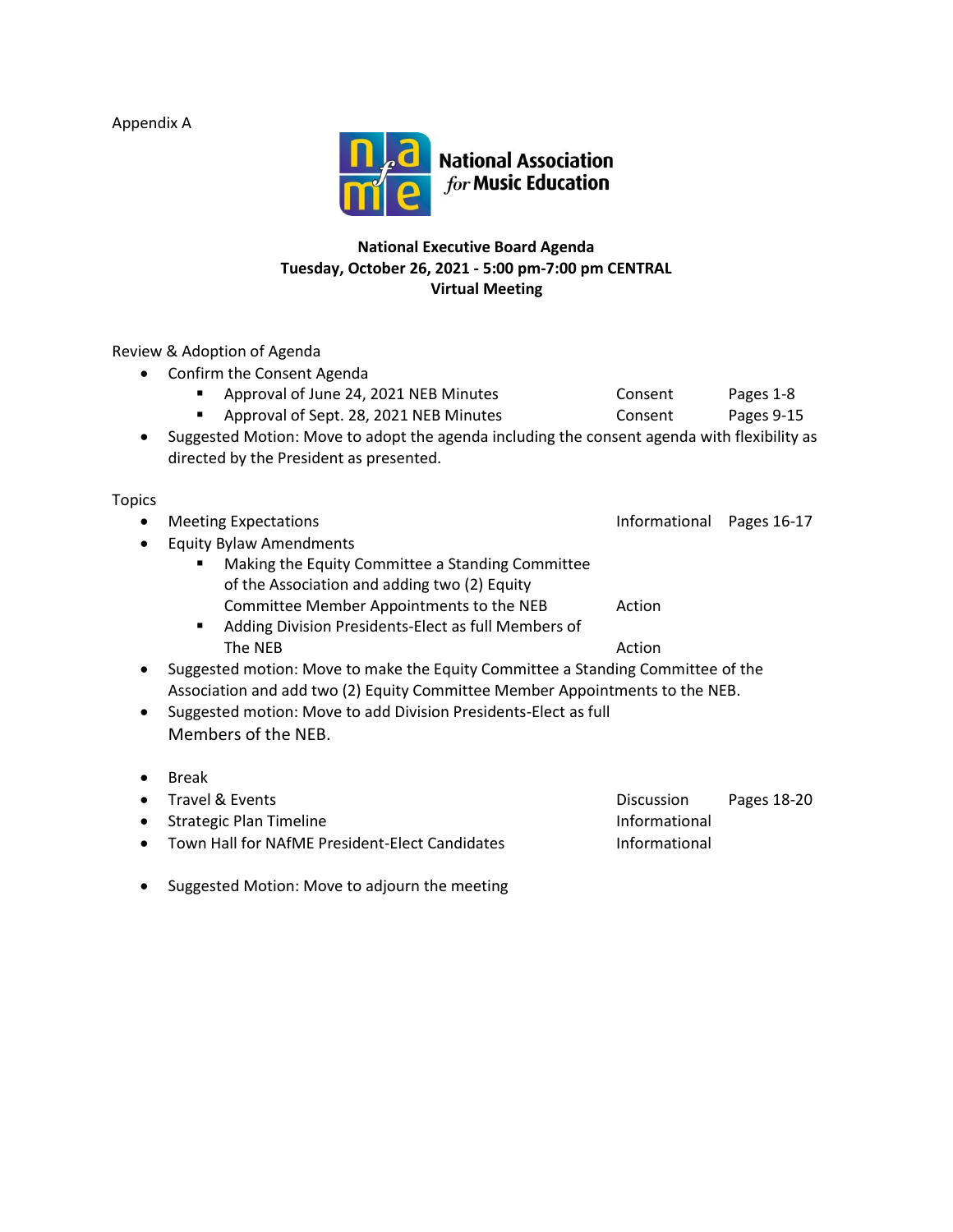Appendix A

National Association *for* Music Education

**National Executive Board Agenda**
**Tuesday, October 26, 2021 - 5:00 pm-7:00 pm CENTRAL**
**Virtual Meeting**

Review & Adoption of Agenda

- Confirm the Consent Agenda
  - Approval of June 24, 2021 NEB Minutes — Consent — Pages 1-8
  - Approval of Sept. 28, 2021 NEB Minutes — Consent — Pages 9-15
- Suggested Motion: Move to adopt the agenda including the consent agenda with flexibility as directed by the President as presented.

Topics

- Meeting Expectations — Informational — Pages 16-17
- Equity Bylaw Amendments
  - Making the Equity Committee a Standing Committee of the Association and adding two (2) Equity Committee Member Appointments to the NEB — Action
  - Adding Division Presidents-Elect as full Members of The NEB — Action
- Suggested motion: Move to make the Equity Committee a Standing Committee of the Association and add two (2) Equity Committee Member Appointments to the NEB.
- Suggested motion: Move to add Division Presidents-Elect as full Members of the NEB.

- Break
- Travel & Events — Discussion — Pages 18-20
- Strategic Plan Timeline — Informational
- Town Hall for NAfME President-Elect Candidates — Informational

- Suggested Motion: Move to adjourn the meeting